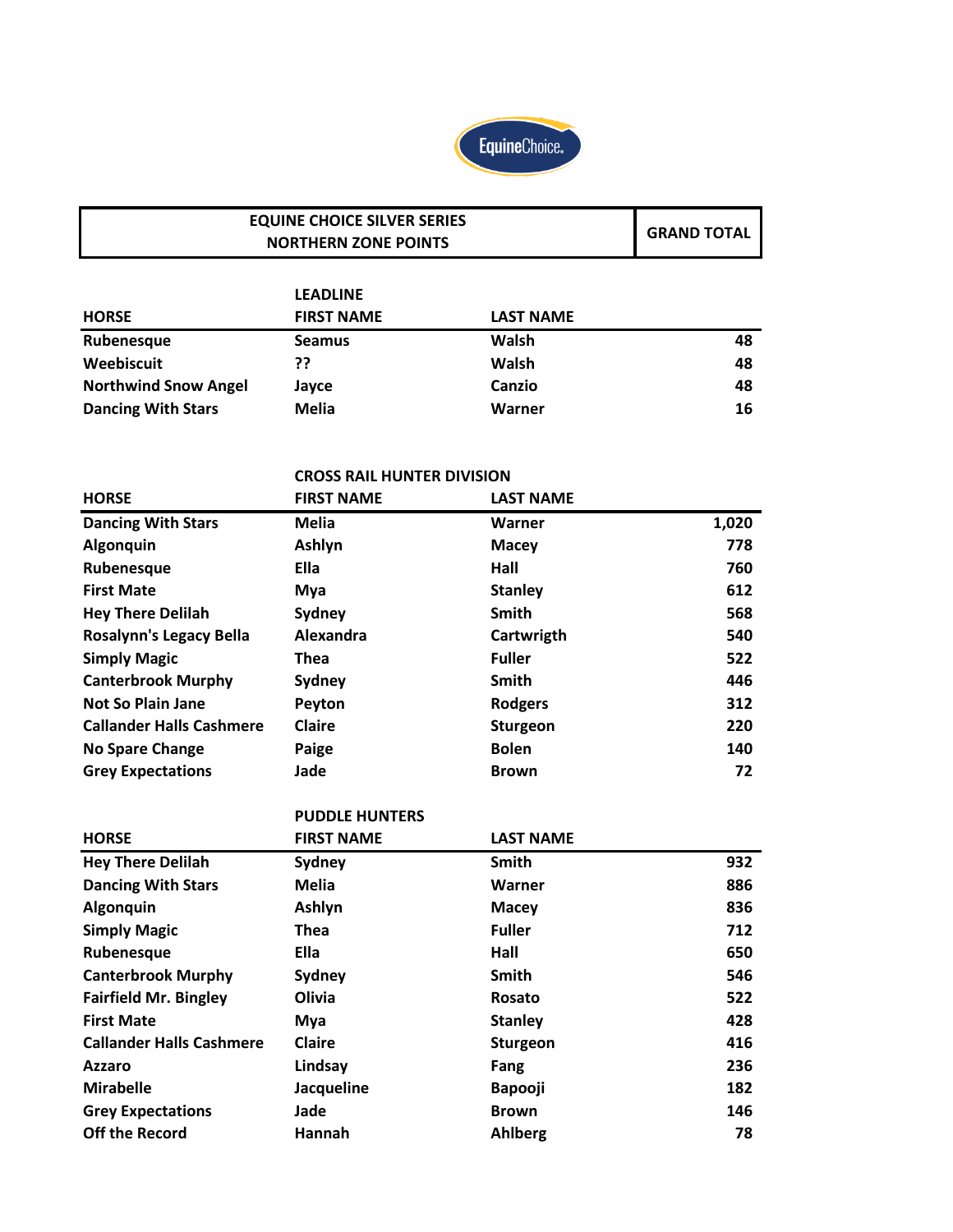| EQUINE CHOICE SILVER SERIES NORTHERN ZONE POINTS | GRAND TOTAL |
|---|---|

### LEADLINE

| HORSE | FIRST NAME | LAST NAME | |
|---|---|---|---|
| Rubenesque | Seamus | Walsh | 48 |
| Weebiscuit | ?? | Walsh | 48 |
| Northwind Snow Angel | Jayce | Canzio | 48 |
| Dancing With Stars | Melia | Warner | 16 |

### CROSS RAIL HUNTER DIVISION

| HORSE | FIRST NAME | LAST NAME | |
|---|---|---|---|
| Dancing With Stars | Melia | Warner | 1,020 |
| Algonquin | Ashlyn | Macey | 778 |
| Rubenesque | Ella | Hall | 760 |
| First Mate | Mya | Stanley | 612 |
| Hey There Delilah | Sydney | Smith | 568 |
| Rosalynn's Legacy Bella | Alexandra | Cartwrigth | 540 |
| Simply Magic | Thea | Fuller | 522 |
| Canterbrook Murphy | Sydney | Smith | 446 |
| Not So Plain Jane | Peyton | Rodgers | 312 |
| Callander Halls Cashmere | Claire | Sturgeon | 220 |
| No Spare Change | Paige | Bolen | 140 |
| Grey Expectations | Jade | Brown | 72 |

### PUDDLE HUNTERS

| HORSE | FIRST NAME | LAST NAME | |
|---|---|---|---|
| Hey There Delilah | Sydney | Smith | 932 |
| Dancing With Stars | Melia | Warner | 886 |
| Algonquin | Ashlyn | Macey | 836 |
| Simply Magic | Thea | Fuller | 712 |
| Rubenesque | Ella | Hall | 650 |
| Canterbrook Murphy | Sydney | Smith | 546 |
| Fairfield Mr. Bingley | Olivia | Rosato | 522 |
| First Mate | Mya | Stanley | 428 |
| Callander Halls Cashmere | Claire | Sturgeon | 416 |
| Azzaro | Lindsay | Fang | 236 |
| Mirabelle | Jacqueline | Bapooji | 182 |
| Grey Expectations | Jade | Brown | 146 |
| Off the Record | Hannah | Ahlberg | 78 |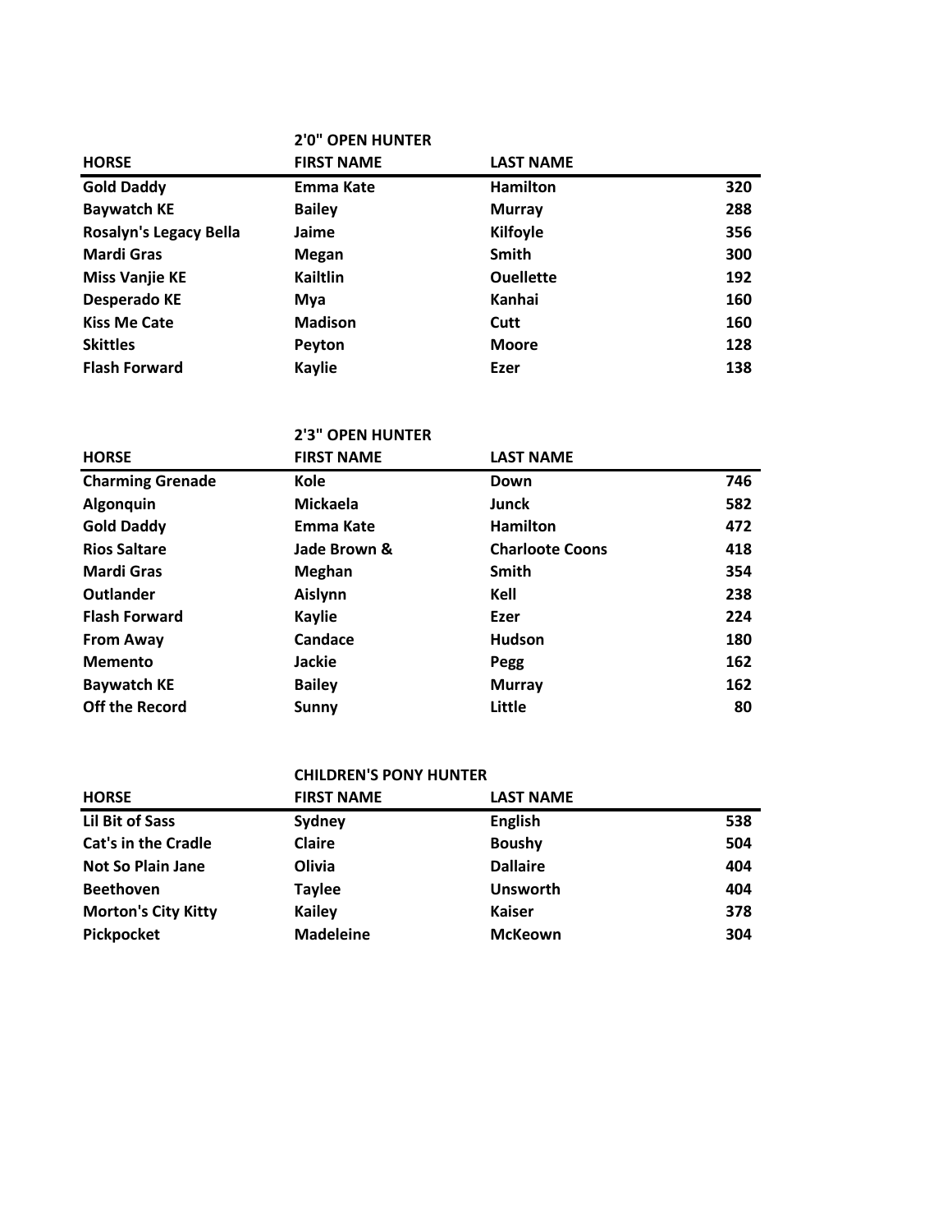## 2'0" OPEN HUNTER

| HORSE | FIRST NAME | LAST NAME | |
|---|---|---|---|
| Gold Daddy | Emma Kate | Hamilton | 320 |
| Baywatch KE | Bailey | Murray | 288 |
| Rosalyn's Legacy Bella | Jaime | Kilfoyle | 356 |
| Mardi Gras | Megan | Smith | 300 |
| Miss Vanjie KE | Kailtlin | Ouellette | 192 |
| Desperado KE | Mya | Kanhai | 160 |
| Kiss Me Cate | Madison | Cutt | 160 |
| Skittles | Peyton | Moore | 128 |
| Flash Forward | Kaylie | Ezer | 138 |

## 2'3" OPEN HUNTER

| HORSE | FIRST NAME | LAST NAME | |
|---|---|---|---|
| Charming Grenade | Kole | Down | 746 |
| Algonquin | Mickaela | Junck | 582 |
| Gold Daddy | Emma Kate | Hamilton | 472 |
| Rios Saltare | Jade Brown & | Charloote Coons | 418 |
| Mardi Gras | Meghan | Smith | 354 |
| Outlander | Aislynn | Kell | 238 |
| Flash Forward | Kaylie | Ezer | 224 |
| From Away | Candace | Hudson | 180 |
| Memento | Jackie | Pegg | 162 |
| Baywatch KE | Bailey | Murray | 162 |
| Off the Record | Sunny | Little | 80 |

## CHILDREN'S PONY HUNTER

| HORSE | FIRST NAME | LAST NAME | |
|---|---|---|---|
| Lil Bit of Sass | Sydney | English | 538 |
| Cat's in the Cradle | Claire | Boushy | 504 |
| Not So Plain Jane | Olivia | Dallaire | 404 |
| Beethoven | Taylee | Unsworth | 404 |
| Morton's City Kitty | Kailey | Kaiser | 378 |
| Pickpocket | Madeleine | McKeown | 304 |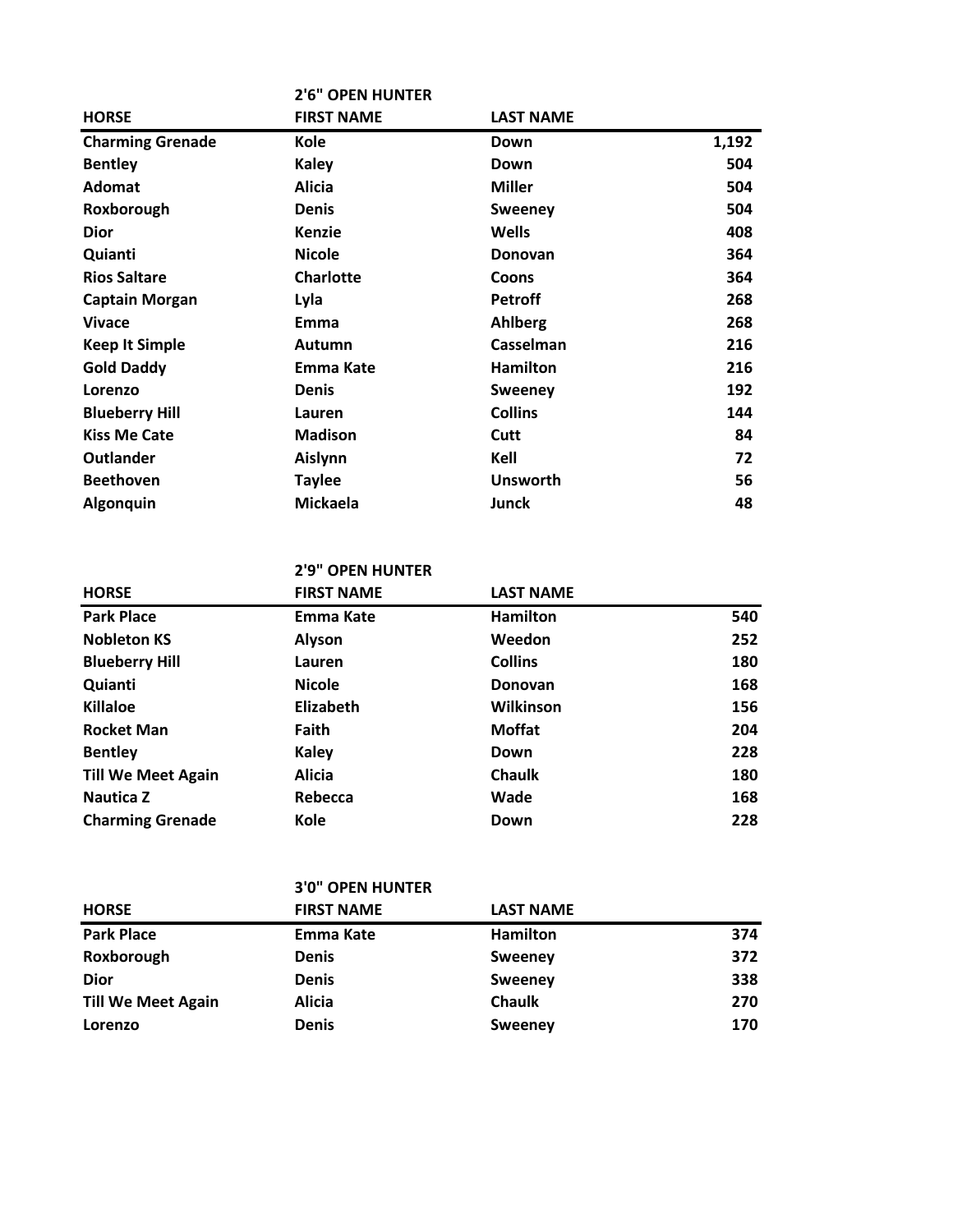## 2'6" OPEN HUNTER

| HORSE | FIRST NAME | LAST NAME | |
|---|---|---|---|
| Charming Grenade | Kole | Down | 1,192 |
| Bentley | Kaley | Down | 504 |
| Adomat | Alicia | Miller | 504 |
| Roxborough | Denis | Sweeney | 504 |
| Dior | Kenzie | Wells | 408 |
| Quianti | Nicole | Donovan | 364 |
| Rios Saltare | Charlotte | Coons | 364 |
| Captain Morgan | Lyla | Petroff | 268 |
| Vivace | Emma | Ahlberg | 268 |
| Keep It Simple | Autumn | Casselman | 216 |
| Gold Daddy | Emma Kate | Hamilton | 216 |
| Lorenzo | Denis | Sweeney | 192 |
| Blueberry Hill | Lauren | Collins | 144 |
| Kiss Me Cate | Madison | Cutt | 84 |
| Outlander | Aislynn | Kell | 72 |
| Beethoven | Taylee | Unsworth | 56 |
| Algonquin | Mickaela | Junck | 48 |

## 2'9" OPEN HUNTER

| HORSE | FIRST NAME | LAST NAME | |
|---|---|---|---|
| Park Place | Emma Kate | Hamilton | 540 |
| Nobleton KS | Alyson | Weedon | 252 |
| Blueberry Hill | Lauren | Collins | 180 |
| Quianti | Nicole | Donovan | 168 |
| Killaloe | Elizabeth | Wilkinson | 156 |
| Rocket Man | Faith | Moffat | 204 |
| Bentley | Kaley | Down | 228 |
| Till We Meet Again | Alicia | Chaulk | 180 |
| Nautica Z | Rebecca | Wade | 168 |
| Charming Grenade | Kole | Down | 228 |

## 3'0" OPEN HUNTER

| HORSE | FIRST NAME | LAST NAME | |
|---|---|---|---|
| Park Place | Emma Kate | Hamilton | 374 |
| Roxborough | Denis | Sweeney | 372 |
| Dior | Denis | Sweeney | 338 |
| Till We Meet Again | Alicia | Chaulk | 270 |
| Lorenzo | Denis | Sweeney | 170 |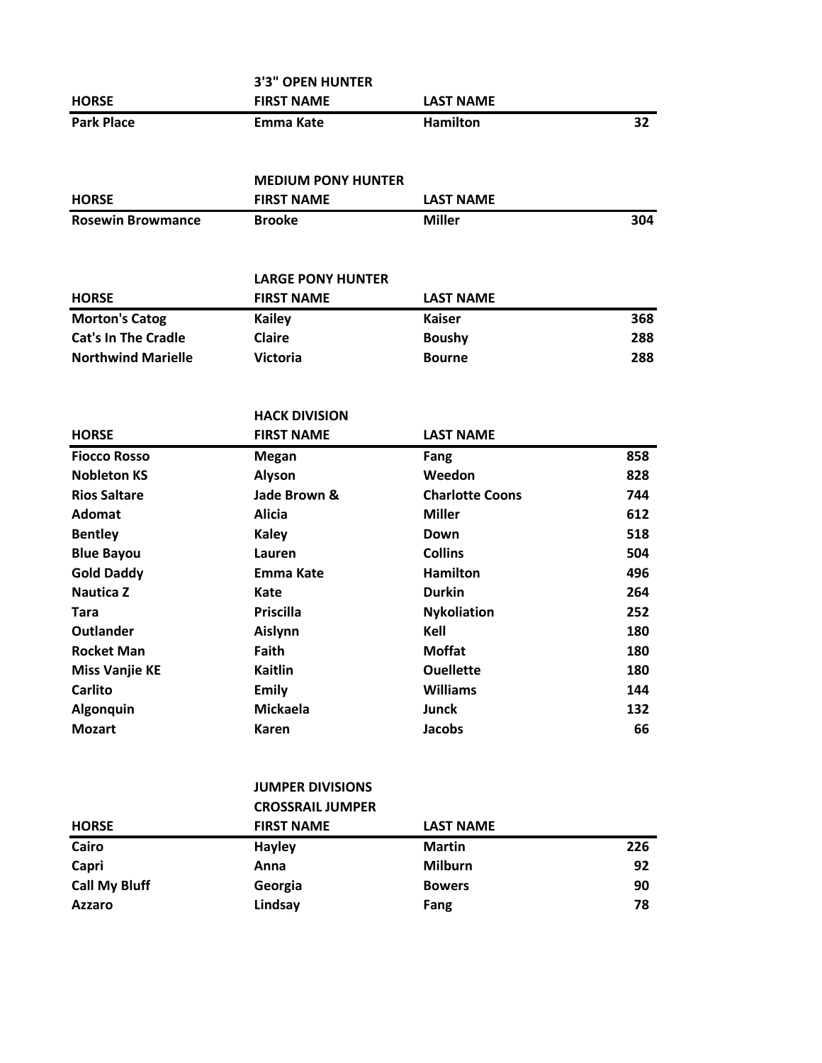## 3'3" OPEN HUNTER

| HORSE | FIRST NAME | LAST NAME | |
|---|---|---|---|
| Park Place | Emma Kate | Hamilton | 32 |

## MEDIUM PONY HUNTER

| HORSE | FIRST NAME | LAST NAME | |
|---|---|---|---|
| Rosewin Browmance | Brooke | Miller | 304 |

## LARGE PONY HUNTER

| HORSE | FIRST NAME | LAST NAME | |
|---|---|---|---|
| Morton's Catog | Kailey | Kaiser | 368 |
| Cat's In The Cradle | Claire | Boushy | 288 |
| Northwind Marielle | Victoria | Bourne | 288 |

## HACK DIVISION

| HORSE | FIRST NAME | LAST NAME | |
|---|---|---|---|
| Fiocco Rosso | Megan | Fang | 858 |
| Nobleton KS | Alyson | Weedon | 828 |
| Rios Saltare | Jade Brown & | Charlotte Coons | 744 |
| Adomat | Alicia | Miller | 612 |
| Bentley | Kaley | Down | 518 |
| Blue Bayou | Lauren | Collins | 504 |
| Gold Daddy | Emma Kate | Hamilton | 496 |
| Nautica Z | Kate | Durkin | 264 |
| Tara | Priscilla | Nykoliation | 252 |
| Outlander | Aislynn | Kell | 180 |
| Rocket Man | Faith | Moffat | 180 |
| Miss Vanjie KE | Kaitlin | Ouellette | 180 |
| Carlito | Emily | Williams | 144 |
| Algonquin | Mickaela | Junck | 132 |
| Mozart | Karen | Jacobs | 66 |

## JUMPER DIVISIONS

### CROSSRAIL JUMPER

| HORSE | FIRST NAME | LAST NAME | |
|---|---|---|---|
| Cairo | Hayley | Martin | 226 |
| Capri | Anna | Milburn | 92 |
| Call My Bluff | Georgia | Bowers | 90 |
| Azzaro | Lindsay | Fang | 78 |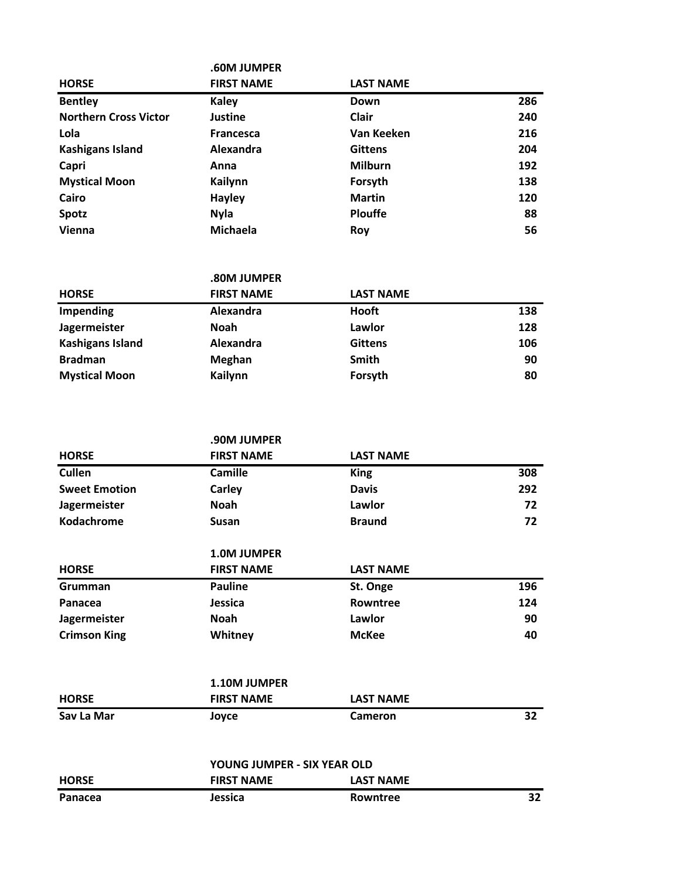## .60M JUMPER

| HORSE | FIRST NAME | LAST NAME | |
|---|---|---|---|
| Bentley | Kaley | Down | 286 |
| Northern Cross Victor | Justine | Clair | 240 |
| Lola | Francesca | Van Keeken | 216 |
| Kashigans Island | Alexandra | Gittens | 204 |
| Capri | Anna | Milburn | 192 |
| Mystical Moon | Kailynn | Forsyth | 138 |
| Cairo | Hayley | Martin | 120 |
| Spotz | Nyla | Plouffe | 88 |
| Vienna | Michaela | Roy | 56 |

## .80M JUMPER

| HORSE | FIRST NAME | LAST NAME | |
|---|---|---|---|
| Impending | Alexandra | Hooft | 138 |
| Jagermeister | Noah | Lawlor | 128 |
| Kashigans Island | Alexandra | Gittens | 106 |
| Bradman | Meghan | Smith | 90 |
| Mystical Moon | Kailynn | Forsyth | 80 |

## .90M JUMPER

| HORSE | FIRST NAME | LAST NAME | |
|---|---|---|---|
| Cullen | Camille | King | 308 |
| Sweet Emotion | Carley | Davis | 292 |
| Jagermeister | Noah | Lawlor | 72 |
| Kodachrome | Susan | Braund | 72 |

## 1.0M JUMPER

| HORSE | FIRST NAME | LAST NAME | |
|---|---|---|---|
| Grumman | Pauline | St. Onge | 196 |
| Panacea | Jessica | Rowntree | 124 |
| Jagermeister | Noah | Lawlor | 90 |
| Crimson King | Whitney | McKee | 40 |

## 1.10M JUMPER

| HORSE | FIRST NAME | LAST NAME | |
|---|---|---|---|
| Sav La Mar | Joyce | Cameron | 32 |

## YOUNG JUMPER - SIX YEAR OLD

| HORSE | FIRST NAME | LAST NAME | |
|---|---|---|---|
| Panacea | Jessica | Rowntree | 32 |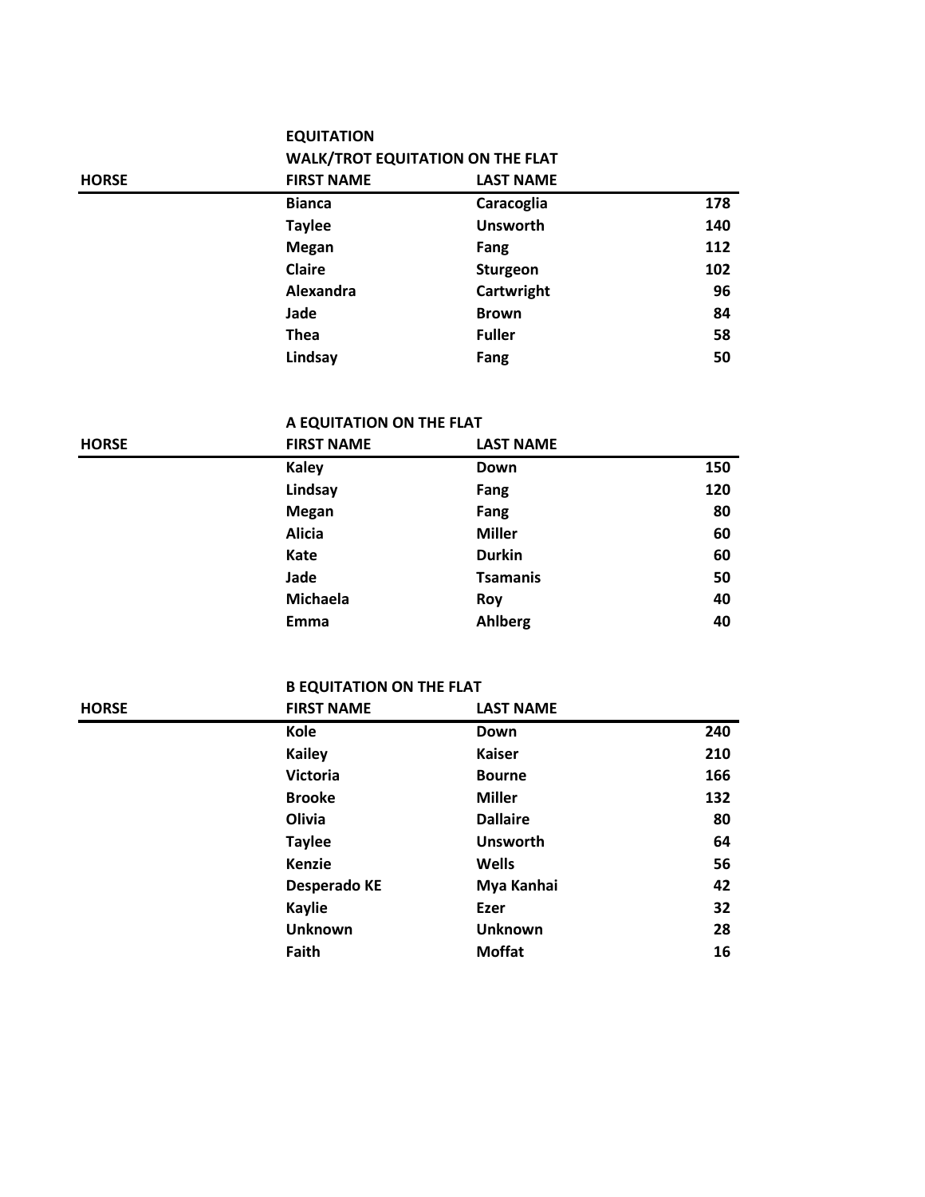## EQUITATION

### WALK/TROT EQUITATION ON THE FLAT

| HORSE | FIRST NAME | LAST NAME | |
|---|---|---|---|
| | Bianca | Caracoglia | 178 |
| | Taylee | Unsworth | 140 |
| | Megan | Fang | 112 |
| | Claire | Sturgeon | 102 |
| | Alexandra | Cartwright | 96 |
| | Jade | Brown | 84 |
| | Thea | Fuller | 58 |
| | Lindsay | Fang | 50 |

### A EQUITATION ON THE FLAT

| HORSE | FIRST NAME | LAST NAME | |
|---|---|---|---|
| | Kaley | Down | 150 |
| | Lindsay | Fang | 120 |
| | Megan | Fang | 80 |
| | Alicia | Miller | 60 |
| | Kate | Durkin | 60 |
| | Jade | Tsamanis | 50 |
| | Michaela | Roy | 40 |
| | Emma | Ahlberg | 40 |

### B EQUITATION ON THE FLAT

| HORSE | FIRST NAME | LAST NAME | |
|---|---|---|---|
| | Kole | Down | 240 |
| | Kailey | Kaiser | 210 |
| | Victoria | Bourne | 166 |
| | Brooke | Miller | 132 |
| | Olivia | Dallaire | 80 |
| | Taylee | Unsworth | 64 |
| | Kenzie | Wells | 56 |
| | Desperado KE | Mya Kanhai | 42 |
| | Kaylie | Ezer | 32 |
| | Unknown | Unknown | 28 |
| | Faith | Moffat | 16 |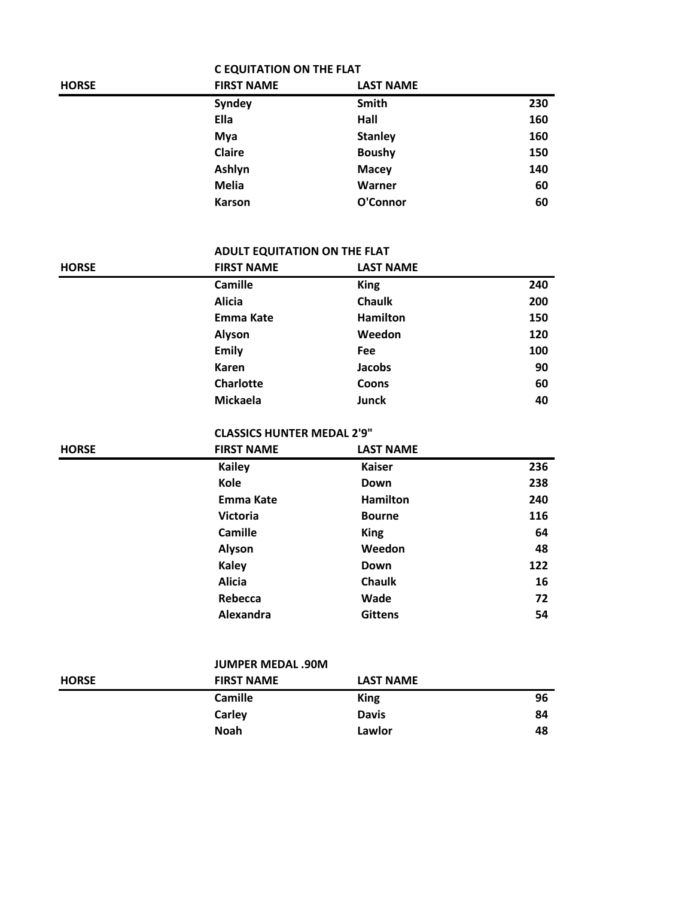## C EQUITATION ON THE FLAT

| HORSE | FIRST NAME | LAST NAME | |
|---|---|---|---|
| | Syndey | Smith | 230 |
| | Ella | Hall | 160 |
| | Mya | Stanley | 160 |
| | Claire | Boushy | 150 |
| | Ashlyn | Macey | 140 |
| | Melia | Warner | 60 |
| | Karson | O'Connor | 60 |

## ADULT EQUITATION ON THE FLAT

| HORSE | FIRST NAME | LAST NAME | |
|---|---|---|---|
| | Camille | King | 240 |
| | Alicia | Chaulk | 200 |
| | Emma Kate | Hamilton | 150 |
| | Alyson | Weedon | 120 |
| | Emily | Fee | 100 |
| | Karen | Jacobs | 90 |
| | Charlotte | Coons | 60 |
| | Mickaela | Junck | 40 |

## CLASSICS HUNTER MEDAL 2'9"

| HORSE | FIRST NAME | LAST NAME | |
|---|---|---|---|
| | Kailey | Kaiser | 236 |
| | Kole | Down | 238 |
| | Emma Kate | Hamilton | 240 |
| | Victoria | Bourne | 116 |
| | Camille | King | 64 |
| | Alyson | Weedon | 48 |
| | Kaley | Down | 122 |
| | Alicia | Chaulk | 16 |
| | Rebecca | Wade | 72 |
| | Alexandra | Gittens | 54 |

## JUMPER MEDAL .90M

| HORSE | FIRST NAME | LAST NAME | |
|---|---|---|---|
| | Camille | King | 96 |
| | Carley | Davis | 84 |
| | Noah | Lawlor | 48 |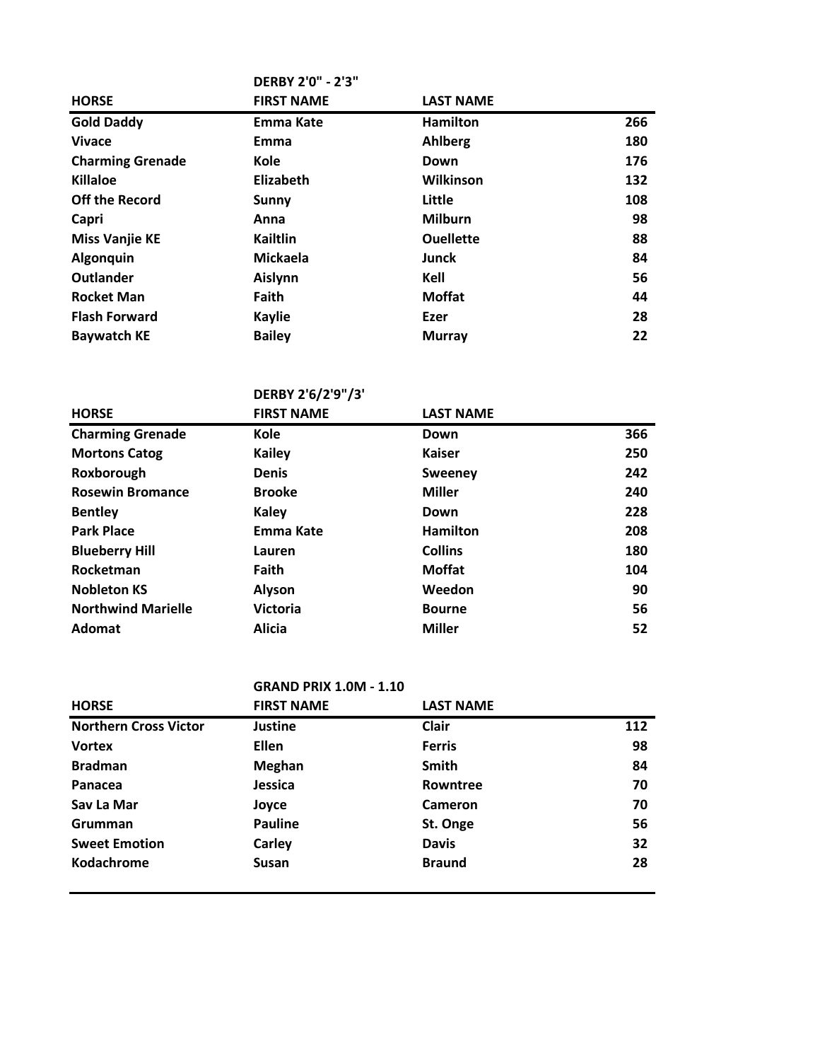## DERBY 2'0" - 2'3"

| HORSE | FIRST NAME | LAST NAME | |
|---|---|---|---|
| Gold Daddy | Emma Kate | Hamilton | 266 |
| Vivace | Emma | Ahlberg | 180 |
| Charming Grenade | Kole | Down | 176 |
| Killaloe | Elizabeth | Wilkinson | 132 |
| Off the Record | Sunny | Little | 108 |
| Capri | Anna | Milburn | 98 |
| Miss Vanjie KE | Kailtlin | Ouellette | 88 |
| Algonquin | Mickaela | Junck | 84 |
| Outlander | Aislynn | Kell | 56 |
| Rocket Man | Faith | Moffat | 44 |
| Flash Forward | Kaylie | Ezer | 28 |
| Baywatch KE | Bailey | Murray | 22 |

## DERBY 2'6/2'9"/3'

| HORSE | FIRST NAME | LAST NAME | |
|---|---|---|---|
| Charming Grenade | Kole | Down | 366 |
| Mortons Catog | Kailey | Kaiser | 250 |
| Roxborough | Denis | Sweeney | 242 |
| Rosewin Bromance | Brooke | Miller | 240 |
| Bentley | Kaley | Down | 228 |
| Park Place | Emma Kate | Hamilton | 208 |
| Blueberry Hill | Lauren | Collins | 180 |
| Rocketman | Faith | Moffat | 104 |
| Nobleton KS | Alyson | Weedon | 90 |
| Northwind Marielle | Victoria | Bourne | 56 |
| Adomat | Alicia | Miller | 52 |

## GRAND PRIX 1.0M - 1.10

| HORSE | FIRST NAME | LAST NAME | |
|---|---|---|---|
| Northern Cross Victor | Justine | Clair | 112 |
| Vortex | Ellen | Ferris | 98 |
| Bradman | Meghan | Smith | 84 |
| Panacea | Jessica | Rowntree | 70 |
| Sav La Mar | Joyce | Cameron | 70 |
| Grumman | Pauline | St. Onge | 56 |
| Sweet Emotion | Carley | Davis | 32 |
| Kodachrome | Susan | Braund | 28 |